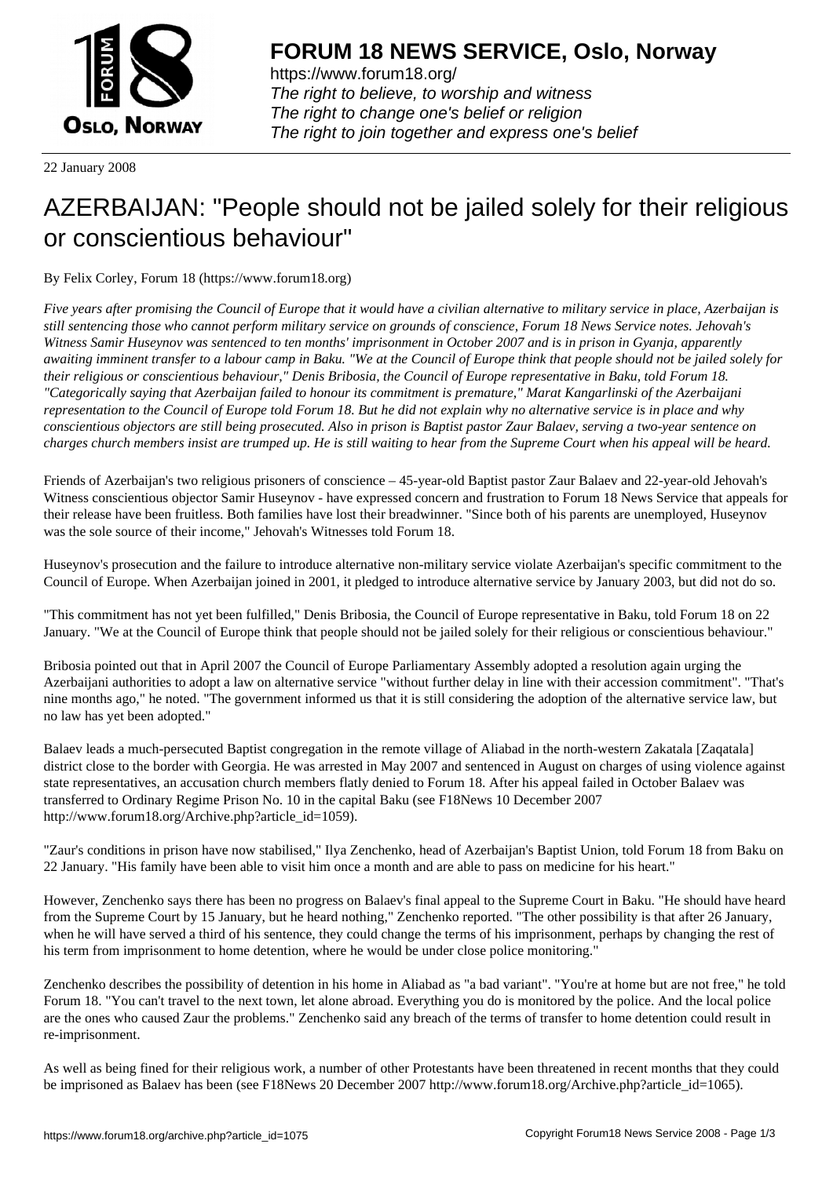**FORUM 18 NEWS SERVICE, Oslo, Norway**

https://www.forum18.org/
*The right to believe, to worship and witness*
*The right to change one's belief or religion*
*The right to join together and express one's belief*

22 January 2008

# AZERBAIJAN: "People should not be jailed solely for their religious or conscientious behaviour"

By Felix Corley, Forum 18 (https://www.forum18.org)

*Five years after promising the Council of Europe that it would have a civilian alternative to military service in place, Azerbaijan is still sentencing those who cannot perform military service on grounds of conscience, Forum 18 News Service notes. Jehovah's Witness Samir Huseynov was sentenced to ten months' imprisonment in October 2007 and is in prison in Gyanja, apparently awaiting imminent transfer to a labour camp in Baku. "We at the Council of Europe think that people should not be jailed solely for their religious or conscientious behaviour," Denis Bribosia, the Council of Europe representative in Baku, told Forum 18. "Categorically saying that Azerbaijan failed to honour its commitment is premature," Marat Kangarlinski of the Azerbaijani representation to the Council of Europe told Forum 18. But he did not explain why no alternative service is in place and why conscientious objectors are still being prosecuted. Also in prison is Baptist pastor Zaur Balaev, serving a two-year sentence on charges church members insist are trumped up. He is still waiting to hear from the Supreme Court when his appeal will be heard.*

Friends of Azerbaijan's two religious prisoners of conscience – 45-year-old Baptist pastor Zaur Balaev and 22-year-old Jehovah's Witness conscientious objector Samir Huseynov - have expressed concern and frustration to Forum 18 News Service that appeals for their release have been fruitless. Both families have lost their breadwinner. "Since both of his parents are unemployed, Huseynov was the sole source of their income," Jehovah's Witnesses told Forum 18.

Huseynov's prosecution and the failure to introduce alternative non-military service violate Azerbaijan's specific commitment to the Council of Europe. When Azerbaijan joined in 2001, it pledged to introduce alternative service by January 2003, but did not do so.

"This commitment has not yet been fulfilled," Denis Bribosia, the Council of Europe representative in Baku, told Forum 18 on 22 January. "We at the Council of Europe think that people should not be jailed solely for their religious or conscientious behaviour."

Bribosia pointed out that in April 2007 the Council of Europe Parliamentary Assembly adopted a resolution again urging the Azerbaijani authorities to adopt a law on alternative service "without further delay in line with their accession commitment". "That's nine months ago," he noted. "The government informed us that it is still considering the adoption of the alternative service law, but no law has yet been adopted."

Balaev leads a much-persecuted Baptist congregation in the remote village of Aliabad in the north-western Zakatala [Zaqatala] district close to the border with Georgia. He was arrested in May 2007 and sentenced in August on charges of using violence against state representatives, an accusation church members flatly denied to Forum 18. After his appeal failed in October Balaev was transferred to Ordinary Regime Prison No. 10 in the capital Baku (see F18News 10 December 2007 http://www.forum18.org/Archive.php?article_id=1059).

"Zaur's conditions in prison have now stabilised," Ilya Zenchenko, head of Azerbaijan's Baptist Union, told Forum 18 from Baku on 22 January. "His family have been able to visit him once a month and are able to pass on medicine for his heart."

However, Zenchenko says there has been no progress on Balaev's final appeal to the Supreme Court in Baku. "He should have heard from the Supreme Court by 15 January, but he heard nothing," Zenchenko reported. "The other possibility is that after 26 January, when he will have served a third of his sentence, they could change the terms of his imprisonment, perhaps by changing the rest of his term from imprisonment to home detention, where he would be under close police monitoring."

Zenchenko describes the possibility of detention in his home in Aliabad as "a bad variant". "You're at home but are not free," he told Forum 18. "You can't travel to the next town, let alone abroad. Everything you do is monitored by the police. And the local police are the ones who caused Zaur the problems." Zenchenko said any breach of the terms of transfer to home detention could result in re-imprisonment.

As well as being fined for their religious work, a number of other Protestants have been threatened in recent months that they could be imprisoned as Balaev has been (see F18News 20 December 2007 http://www.forum18.org/Archive.php?article_id=1065).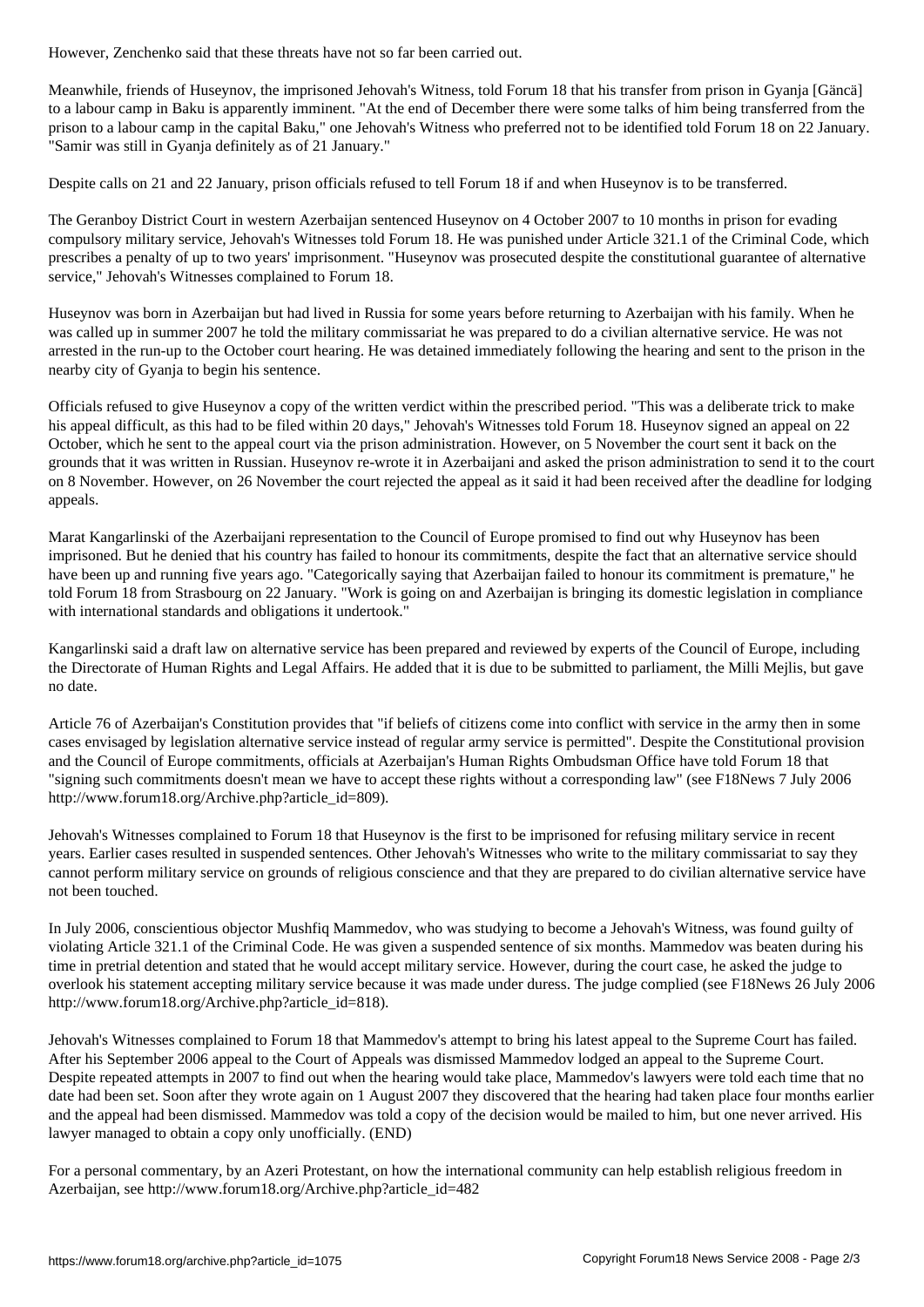However, Zenchenko said that these threats have not so far been carried out.

Meanwhile, friends of Huseynov, the imprisoned Jehovah's Witness, told Forum 18 that his transfer from prison in Gyanja [Gäncä] to a labour camp in Baku is apparently imminent. "At the end of December there were some talks of him being transferred from the prison to a labour camp in the capital Baku," one Jehovah's Witness who preferred not to be identified told Forum 18 on 22 January. "Samir was still in Gyanja definitely as of 21 January."

Despite calls on 21 and 22 January, prison officials refused to tell Forum 18 if and when Huseynov is to be transferred.

The Geranboy District Court in western Azerbaijan sentenced Huseynov on 4 October 2007 to 10 months in prison for evading compulsory military service, Jehovah's Witnesses told Forum 18. He was punished under Article 321.1 of the Criminal Code, which prescribes a penalty of up to two years' imprisonment. "Huseynov was prosecuted despite the constitutional guarantee of alternative service," Jehovah's Witnesses complained to Forum 18.

Huseynov was born in Azerbaijan but had lived in Russia for some years before returning to Azerbaijan with his family. When he was called up in summer 2007 he told the military commissariat he was prepared to do a civilian alternative service. He was not arrested in the run-up to the October court hearing. He was detained immediately following the hearing and sent to the prison in the nearby city of Gyanja to begin his sentence.

Officials refused to give Huseynov a copy of the written verdict within the prescribed period. "This was a deliberate trick to make his appeal difficult, as this had to be filed within 20 days," Jehovah's Witnesses told Forum 18. Huseynov signed an appeal on 22 October, which he sent to the appeal court via the prison administration. However, on 5 November the court sent it back on the grounds that it was written in Russian. Huseynov re-wrote it in Azerbaijani and asked the prison administration to send it to the court on 8 November. However, on 26 November the court rejected the appeal as it said it had been received after the deadline for lodging appeals.

Marat Kangarlinski of the Azerbaijani representation to the Council of Europe promised to find out why Huseynov has been imprisoned. But he denied that his country has failed to honour its commitments, despite the fact that an alternative service should have been up and running five years ago. "Categorically saying that Azerbaijan failed to honour its commitment is premature," he told Forum 18 from Strasbourg on 22 January. "Work is going on and Azerbaijan is bringing its domestic legislation in compliance with international standards and obligations it undertook."

Kangarlinski said a draft law on alternative service has been prepared and reviewed by experts of the Council of Europe, including the Directorate of Human Rights and Legal Affairs. He added that it is due to be submitted to parliament, the Milli Mejlis, but gave no date.

Article 76 of Azerbaijan's Constitution provides that "if beliefs of citizens come into conflict with service in the army then in some cases envisaged by legislation alternative service instead of regular army service is permitted". Despite the Constitutional provision and the Council of Europe commitments, officials at Azerbaijan's Human Rights Ombudsman Office have told Forum 18 that "signing such commitments doesn't mean we have to accept these rights without a corresponding law" (see F18News 7 July 2006 http://www.forum18.org/Archive.php?article_id=809).

Jehovah's Witnesses complained to Forum 18 that Huseynov is the first to be imprisoned for refusing military service in recent years. Earlier cases resulted in suspended sentences. Other Jehovah's Witnesses who write to the military commissariat to say they cannot perform military service on grounds of religious conscience and that they are prepared to do civilian alternative service have not been touched.

In July 2006, conscientious objector Mushfiq Mammedov, who was studying to become a Jehovah's Witness, was found guilty of violating Article 321.1 of the Criminal Code. He was given a suspended sentence of six months. Mammedov was beaten during his time in pretrial detention and stated that he would accept military service. However, during the court case, he asked the judge to overlook his statement accepting military service because it was made under duress. The judge complied (see F18News 26 July 2006 http://www.forum18.org/Archive.php?article_id=818).

Jehovah's Witnesses complained to Forum 18 that Mammedov's attempt to bring his latest appeal to the Supreme Court has failed. After his September 2006 appeal to the Court of Appeals was dismissed Mammedov lodged an appeal to the Supreme Court. Despite repeated attempts in 2007 to find out when the hearing would take place, Mammedov's lawyers were told each time that no date had been set. Soon after they wrote again on 1 August 2007 they discovered that the hearing had taken place four months earlier and the appeal had been dismissed. Mammedov was told a copy of the decision would be mailed to him, but one never arrived. His lawyer managed to obtain a copy only unofficially. (END)

For a personal commentary, by an Azeri Protestant, on how the international community can help establish religious freedom in Azerbaijan, see http://www.forum18.org/Archive.php?article_id=482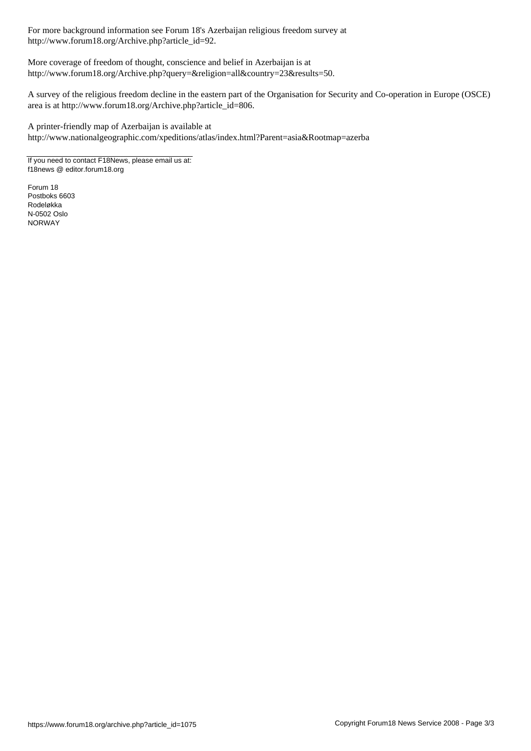For more background information see Forum 18's Azerbaijan religious freedom survey at http://www.forum18.org/Archive.php?article_id=92.

More coverage of freedom of thought, conscience and belief in Azerbaijan is at http://www.forum18.org/Archive.php?query=&religion=all&country=23&results=50.

A survey of the religious freedom decline in the eastern part of the Organisation for Security and Co-operation in Europe (OSCE) area is at http://www.forum18.org/Archive.php?article_id=806.

A printer-friendly map of Azerbaijan is available at http://www.nationalgeographic.com/xpeditions/atlas/index.html?Parent=asia&Rootmap=azerba

---

If you need to contact F18News, please email us at:
f18news @ editor.forum18.org

Forum 18
Postboks 6603
Rodeløkka
N-0502 Oslo
NORWAY